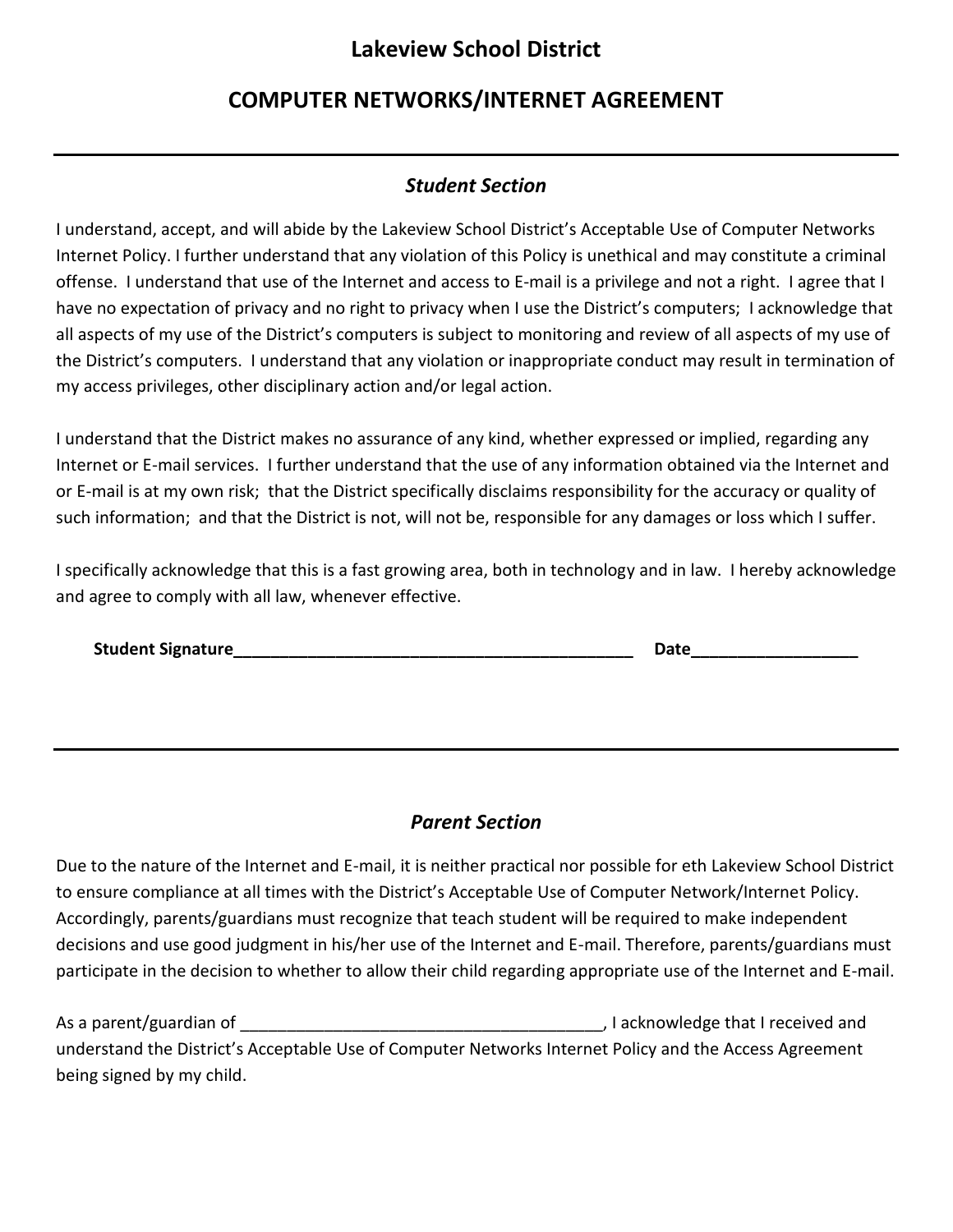# Lakeview School District

## COMPUTER NETWORKS/INTERNET AGREEMENT

---

### *Student Section*

I understand, accept, and will abide by the Lakeview School District's Acceptable Use of Computer Networks Internet Policy. I further understand that any violation of this Policy is unethical and may constitute a criminal offense. I understand that use of the Internet and access to E-mail is a privilege and not a right. I agree that I have no expectation of privacy and no right to privacy when I use the District's computers; I acknowledge that all aspects of my use of the District's computers is subject to monitoring and review of all aspects of my use of the District's computers. I understand that any violation or inappropriate conduct may result in termination of my access privileges, other disciplinary action and/or legal action.

I understand that the District makes no assurance of any kind, whether expressed or implied, regarding any Internet or E-mail services. I further understand that the use of any information obtained via the Internet and or E-mail is at my own risk; that the District specifically disclaims responsibility for the accuracy or quality of such information; and that the District is not, will not be, responsible for any damages or loss which I suffer.

I specifically acknowledge that this is a fast growing area, both in technology and in law. I hereby acknowledge and agree to comply with all law, whenever effective.

**Student Signature**_____________________________________________ **Date**__________________

---

### *Parent Section*

Due to the nature of the Internet and E-mail, it is neither practical nor possible for eth Lakeview School District to ensure compliance at all times with the District's Acceptable Use of Computer Network/Internet Policy. Accordingly, parents/guardians must recognize that teach student will be required to make independent decisions and use good judgment in his/her use of the Internet and E-mail. Therefore, parents/guardians must participate in the decision to whether to allow their child regarding appropriate use of the Internet and E-mail.

As a parent/guardian of _______________________________________, I acknowledge that I received and understand the District's Acceptable Use of Computer Networks Internet Policy and the Access Agreement being signed by my child.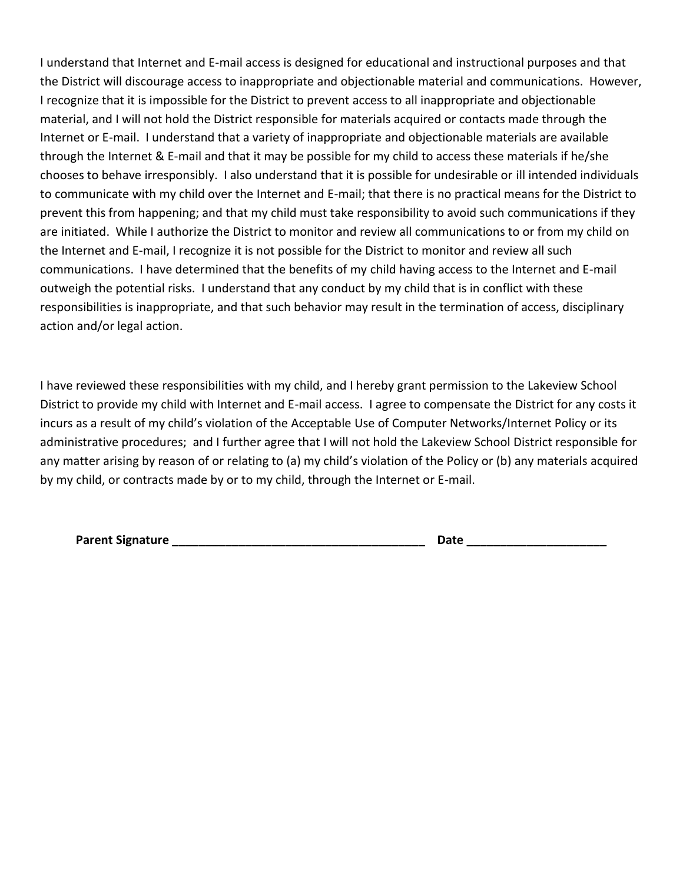I understand that Internet and E-mail access is designed for educational and instructional purposes and that the District will discourage access to inappropriate and objectionable material and communications. However, I recognize that it is impossible for the District to prevent access to all inappropriate and objectionable material, and I will not hold the District responsible for materials acquired or contacts made through the Internet or E-mail. I understand that a variety of inappropriate and objectionable materials are available through the Internet & E-mail and that it may be possible for my child to access these materials if he/she chooses to behave irresponsibly. I also understand that it is possible for undesirable or ill intended individuals to communicate with my child over the Internet and E-mail; that there is no practical means for the District to prevent this from happening; and that my child must take responsibility to avoid such communications if they are initiated. While I authorize the District to monitor and review all communications to or from my child on the Internet and E-mail, I recognize it is not possible for the District to monitor and review all such communications. I have determined that the benefits of my child having access to the Internet and E-mail outweigh the potential risks. I understand that any conduct by my child that is in conflict with these responsibilities is inappropriate, and that such behavior may result in the termination of access, disciplinary action and/or legal action.

I have reviewed these responsibilities with my child, and I hereby grant permission to the Lakeview School District to provide my child with Internet and E-mail access. I agree to compensate the District for any costs it incurs as a result of my child's violation of the Acceptable Use of Computer Networks/Internet Policy or its administrative procedures; and I further agree that I will not hold the Lakeview School District responsible for any matter arising by reason of or relating to (a) my child's violation of the Policy or (b) any materials acquired by my child, or contracts made by or to my child, through the Internet or E-mail.

**Parent Signature \_\_\_\_\_\_\_\_\_\_\_\_\_\_\_\_\_\_\_\_\_\_\_\_\_\_\_\_\_\_\_\_\_\_\_\_\_\_\_\_ Date \_\_\_\_\_\_\_\_\_\_\_\_\_\_\_\_\_\_\_\_\_\_**